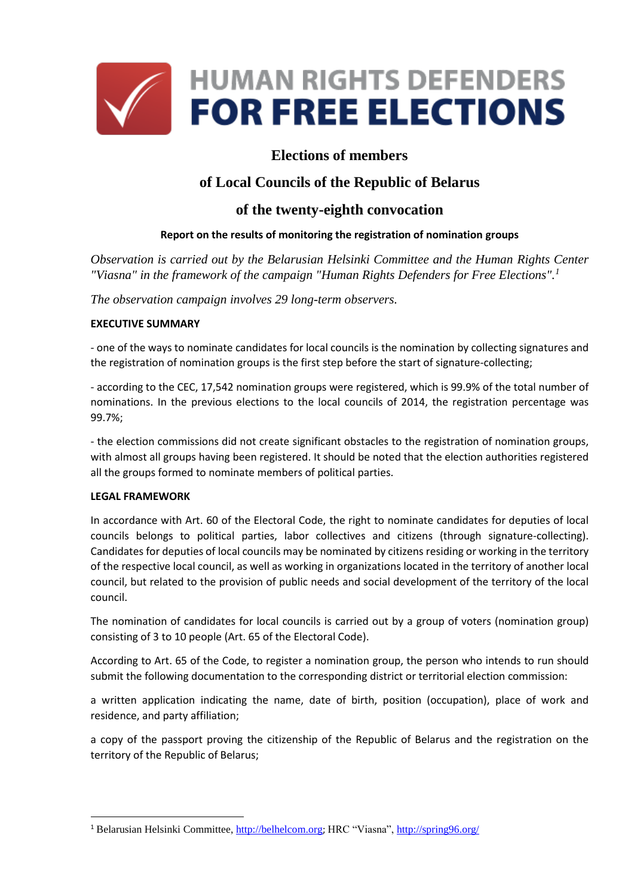HUMAN RIGHTS DEFENDERS FOR FREE ELECTIONS

# Elections of members of Local Councils of the Republic of Belarus of the twenty-eighth convocation

**Report on the results of monitoring the registration of nomination groups**

*Observation is carried out by the Belarusian Helsinki Committee and the Human Rights Center "Viasna" in the framework of the campaign "Human Rights Defenders for Free Elections".*[1]

*The observation campaign involves 29 long-term observers.*

**EXECUTIVE SUMMARY**

- one of the ways to nominate candidates for local councils is the nomination by collecting signatures and the registration of nomination groups is the first step before the start of signature-collecting;

- according to the CEC, 17,542 nomination groups were registered, which is 99.9% of the total number of nominations. In the previous elections to the local councils of 2014, the registration percentage was 99.7%;

- the election commissions did not create significant obstacles to the registration of nomination groups, with almost all groups having been registered. It should be noted that the election authorities registered all the groups formed to nominate members of political parties.

**LEGAL FRAMEWORK**

In accordance with Art. 60 of the Electoral Code, the right to nominate candidates for deputies of local councils belongs to political parties, labor collectives and citizens (through signature-collecting). Candidates for deputies of local councils may be nominated by citizens residing or working in the territory of the respective local council, as well as working in organizations located in the territory of another local council, but related to the provision of public needs and social development of the territory of the local council.

The nomination of candidates for local councils is carried out by a group of voters (nomination group) consisting of 3 to 10 people (Art. 65 of the Electoral Code).

According to Art. 65 of the Code, to register a nomination group, the person who intends to run should submit the following documentation to the corresponding district or territorial election commission:

a written application indicating the name, date of birth, position (occupation), place of work and residence, and party affiliation;

a copy of the passport proving the citizenship of the Republic of Belarus and the registration on the territory of the Republic of Belarus;

[1] Belarusian Helsinki Committee, http://belhelcom.org; HRC "Viasna", http://spring96.org/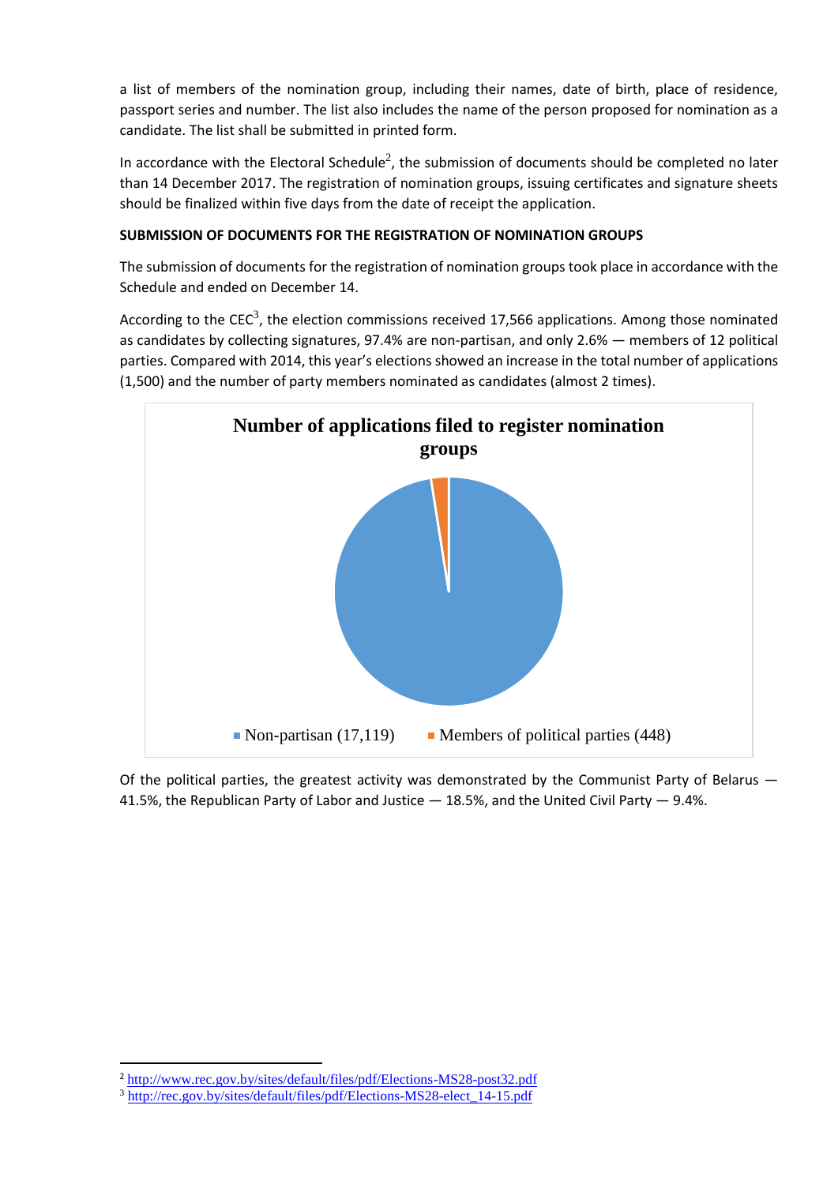a list of members of the nomination group, including their names, date of birth, place of residence, passport series and number. The list also includes the name of the person proposed for nomination as a candidate. The list shall be submitted in printed form.

In accordance with the Electoral Schedule[2], the submission of documents should be completed no later than 14 December 2017. The registration of nomination groups, issuing certificates and signature sheets should be finalized within five days from the date of receipt the application.

**SUBMISSION OF DOCUMENTS FOR THE REGISTRATION OF NOMINATION GROUPS**

The submission of documents for the registration of nomination groups took place in accordance with the Schedule and ended on December 14.

According to the CEC[3], the election commissions received 17,566 applications. Among those nominated as candidates by collecting signatures, 97.4% are non-partisan, and only 2.6% — members of 12 political parties. Compared with 2014, this year's elections showed an increase in the total number of applications (1,500) and the number of party members nominated as candidates (almost 2 times).

**Number of applications filed to register nomination groups**

| Category | Number |
|---|---|
| Non-partisan | 17,119 |
| Members of political parties | 448 |

Of the political parties, the greatest activity was demonstrated by the Communist Party of Belarus — 41.5%, the Republican Party of Labor and Justice — 18.5%, and the United Civil Party — 9.4%.

---

[2] http://www.rec.gov.by/sites/default/files/pdf/Elections-MS28-post32.pdf

[3] http://rec.gov.by/sites/default/files/pdf/Elections-MS28-elect_14-15.pdf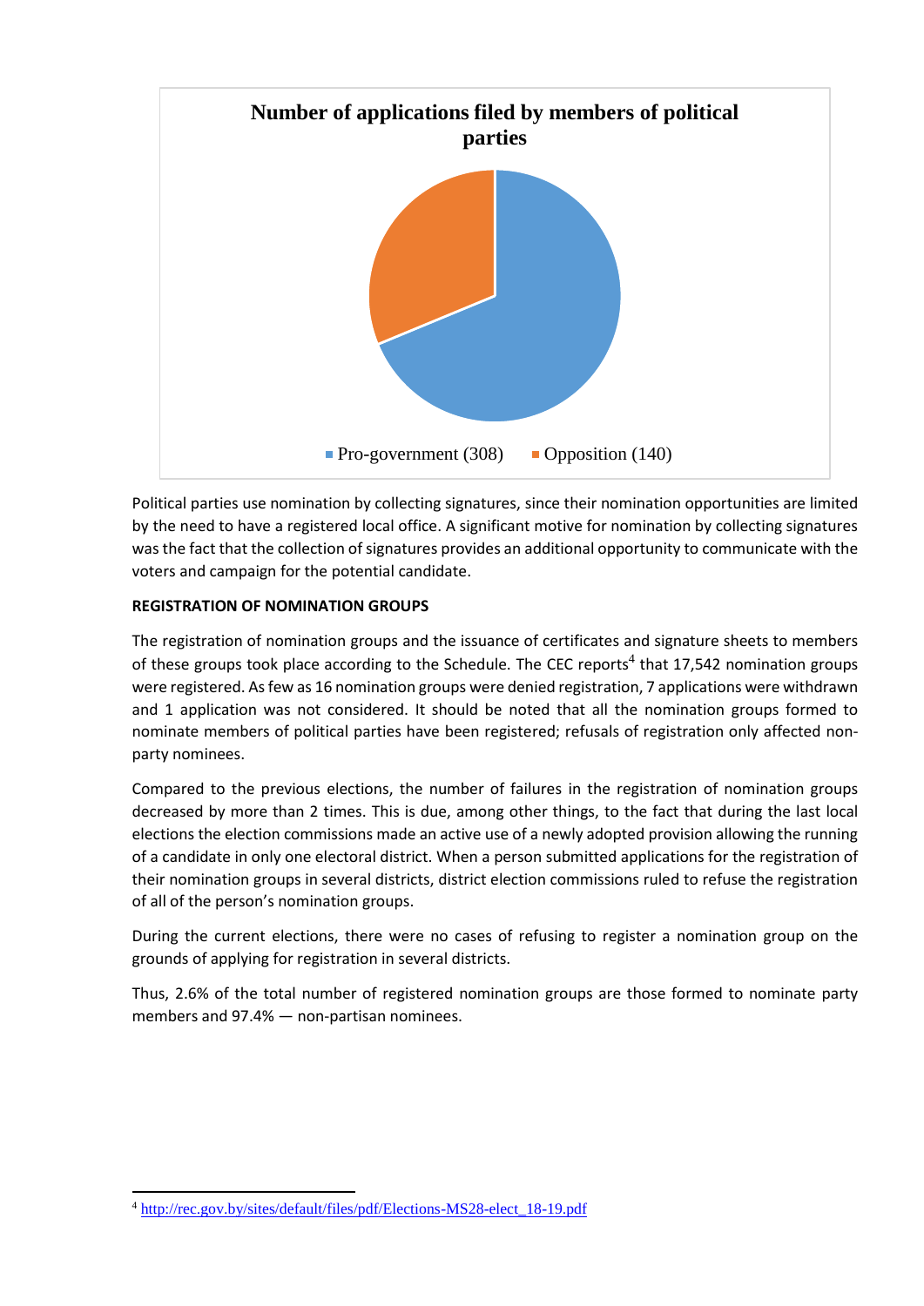**Number of applications filed by members of political parties**

Pro-government (308) Opposition (140)

Political parties use nomination by collecting signatures, since their nomination opportunities are limited by the need to have a registered local office. A significant motive for nomination by collecting signatures was the fact that the collection of signatures provides an additional opportunity to communicate with the voters and campaign for the potential candidate.

**REGISTRATION OF NOMINATION GROUPS**

The registration of nomination groups and the issuance of certificates and signature sheets to members of these groups took place according to the Schedule. The CEC reports[4] that 17,542 nomination groups were registered. As few as 16 nomination groups were denied registration, 7 applications were withdrawn and 1 application was not considered. It should be noted that all the nomination groups formed to nominate members of political parties have been registered; refusals of registration only affected non-party nominees.

Compared to the previous elections, the number of failures in the registration of nomination groups decreased by more than 2 times. This is due, among other things, to the fact that during the last local elections the election commissions made an active use of a newly adopted provision allowing the running of a candidate in only one electoral district. When a person submitted applications for the registration of their nomination groups in several districts, district election commissions ruled to refuse the registration of all of the person's nomination groups.

During the current elections, there were no cases of refusing to register a nomination group on the grounds of applying for registration in several districts.

Thus, 2.6% of the total number of registered nomination groups are those formed to nominate party members and 97.4% — non-partisan nominees.

[4] http://rec.gov.by/sites/default/files/pdf/Elections-MS28-elect_18-19.pdf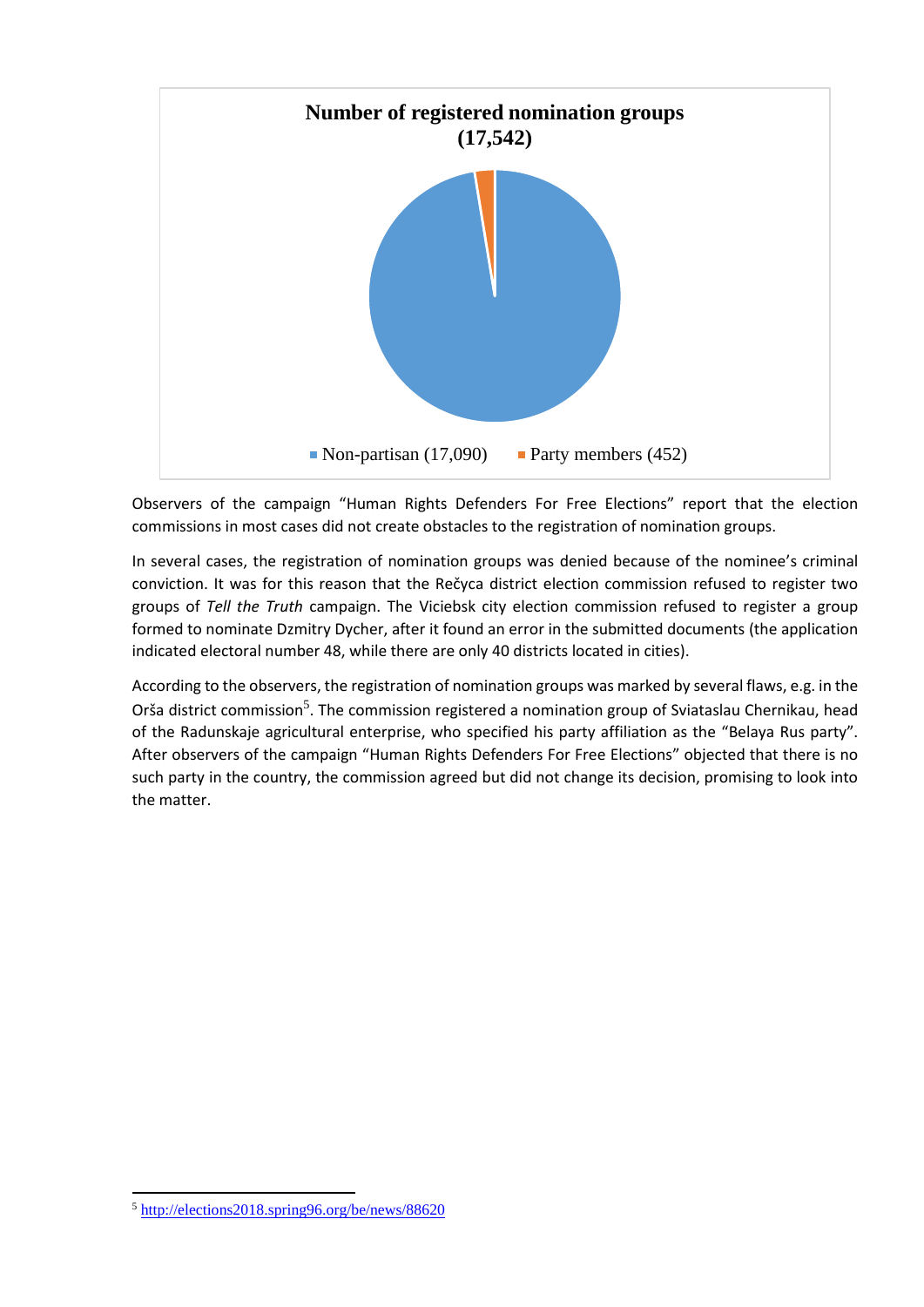Number of registered nomination groups (17,542)

Non-partisan (17,090)

Party members (452)

Observers of the campaign “Human Rights Defenders For Free Elections” report that the election commissions in most cases did not create obstacles to the registration of nomination groups.

In several cases, the registration of nomination groups was denied because of the nominee’s criminal conviction. It was for this reason that the Rečyca district election commission refused to register two groups of *Tell the Truth* campaign. The Viciebsk city election commission refused to register a group formed to nominate Dzmitry Dycher, after it found an error in the submitted documents (the application indicated electoral number 48, while there are only 40 districts located in cities).

According to the observers, the registration of nomination groups was marked by several flaws, e.g. in the Orša district commission[5]. The commission registered a nomination group of Sviataslau Chernikau, head of the Radunskaje agricultural enterprise, who specified his party affiliation as the “Belaya Rus party”. After observers of the campaign “Human Rights Defenders For Free Elections” objected that there is no such party in the country, the commission agreed but did not change its decision, promising to look into the matter.

[5] http://elections2018.spring96.org/be/news/88620